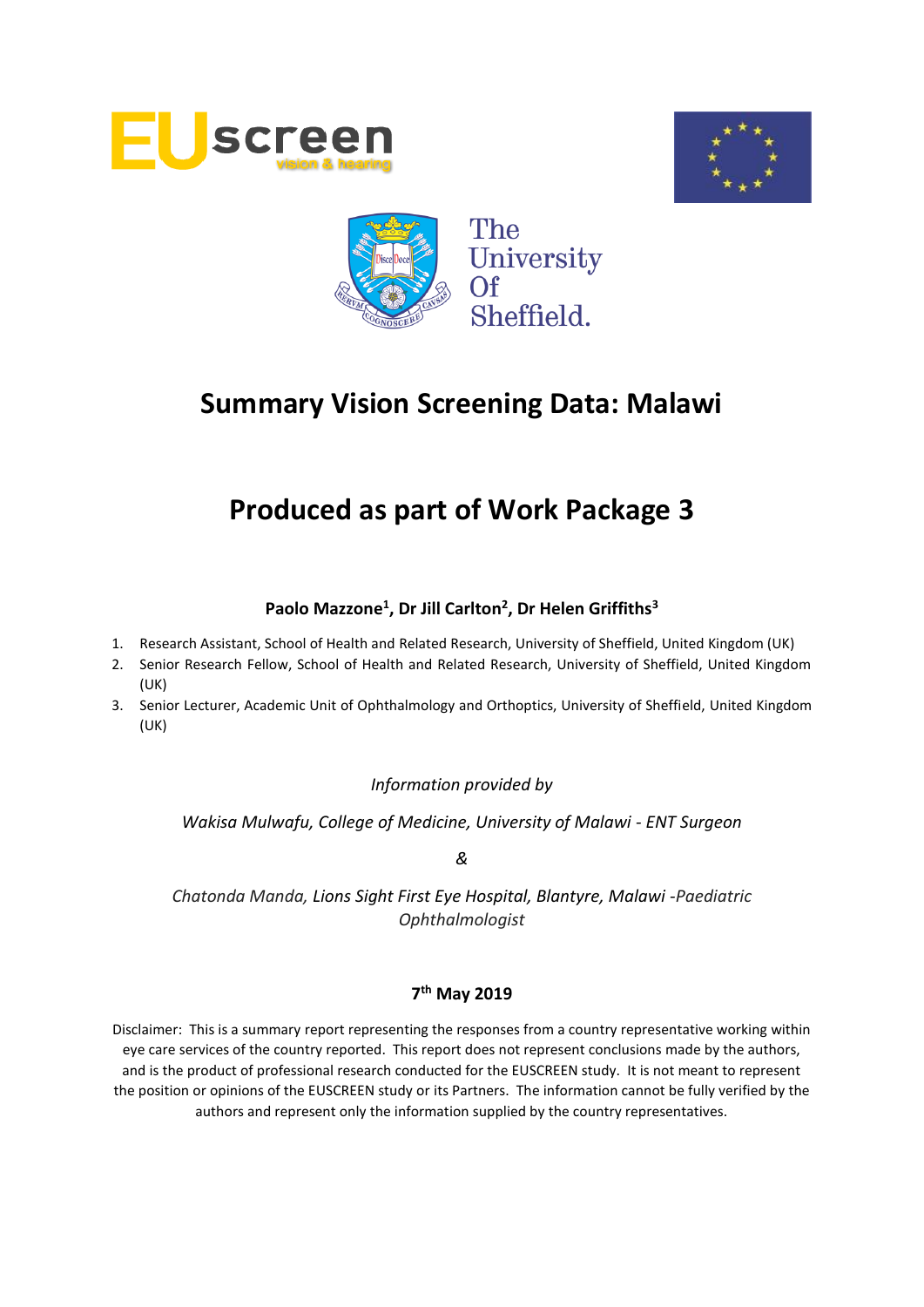# Summary Vision Screening Data: Malawi

# Produced as part of Work Package 3

**Paolo Mazzone[1], Dr Jill Carlton[2], Dr Helen Griffiths[3]**

1. Research Assistant, School of Health and Related Research, University of Sheffield, United Kingdom (UK)
2. Senior Research Fellow, School of Health and Related Research, University of Sheffield, United Kingdom (UK)
3. Senior Lecturer, Academic Unit of Ophthalmology and Orthoptics, University of Sheffield, United Kingdom (UK)

*Information provided by*

*Wakisa Mulwafu, College of Medicine, University of Malawi - ENT Surgeon*

*&*

*Chatonda Manda, Lions Sight First Eye Hospital, Blantyre, Malawi -Paediatric Ophthalmologist*

**7th May 2019**

Disclaimer: This is a summary report representing the responses from a country representative working within eye care services of the country reported. This report does not represent conclusions made by the authors, and is the product of professional research conducted for the EUSCREEN study. It is not meant to represent the position or opinions of the EUSCREEN study or its Partners. The information cannot be fully verified by the authors and represent only the information supplied by the country representatives.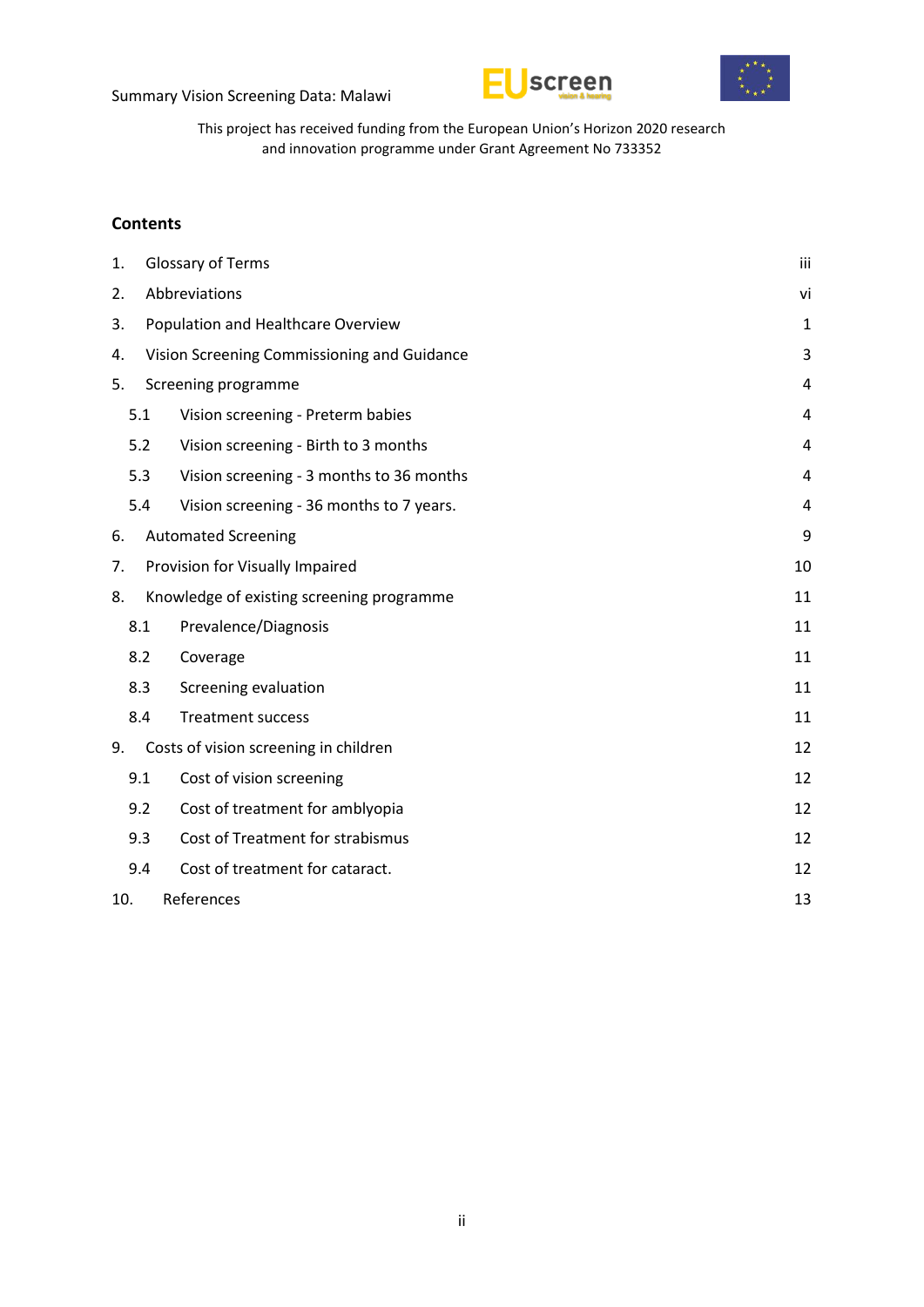This project has received funding from the European Union's Horizon 2020 research and innovation programme under Grant Agreement No 733352

## Contents

| | | |
|---|---|---|
| 1. | Glossary of Terms | iii |
| 2. | Abbreviations | vi |
| 3. | Population and Healthcare Overview | 1 |
| 4. | Vision Screening Commissioning and Guidance | 3 |
| 5. | Screening programme | 4 |
| 5.1 | Vision screening - Preterm babies | 4 |
| 5.2 | Vision screening - Birth to 3 months | 4 |
| 5.3 | Vision screening - 3 months to 36 months | 4 |
| 5.4 | Vision screening - 36 months to 7 years. | 4 |
| 6. | Automated Screening | 9 |
| 7. | Provision for Visually Impaired | 10 |
| 8. | Knowledge of existing screening programme | 11 |
| 8.1 | Prevalence/Diagnosis | 11 |
| 8.2 | Coverage | 11 |
| 8.3 | Screening evaluation | 11 |
| 8.4 | Treatment success | 11 |
| 9. | Costs of vision screening in children | 12 |
| 9.1 | Cost of vision screening | 12 |
| 9.2 | Cost of treatment for amblyopia | 12 |
| 9.3 | Cost of Treatment for strabismus | 12 |
| 9.4 | Cost of treatment for cataract. | 12 |
| 10. | References | 13 |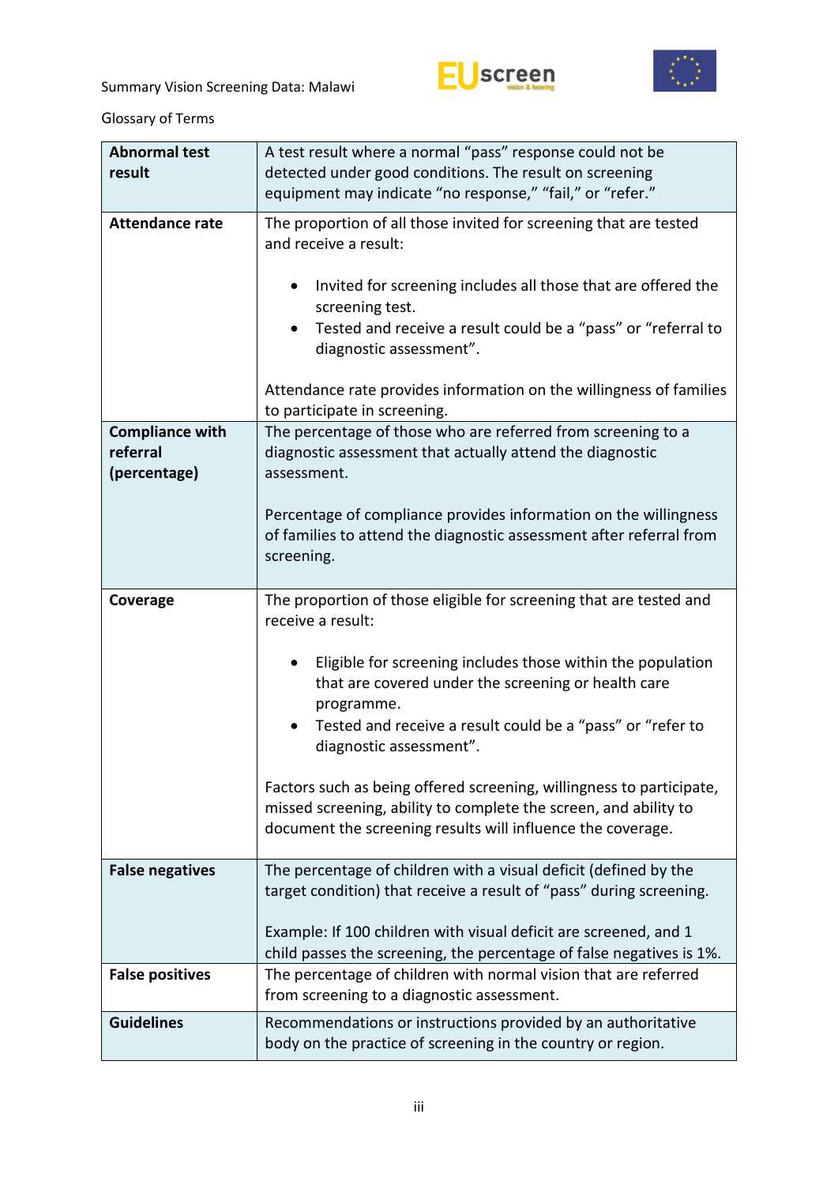Glossary of Terms

| | |
|---|---|
| **Abnormal test result** | A test result where a normal "pass" response could not be detected under good conditions. The result on screening equipment may indicate "no response," "fail," or "refer." |
| **Attendance rate** | The proportion of all those invited for screening that are tested and receive a result:<br><br>• Invited for screening includes all those that are offered the screening test.<br>• Tested and receive a result could be a "pass" or "referral to diagnostic assessment".<br><br>Attendance rate provides information on the willingness of families to participate in screening. |
| **Compliance with referral (percentage)** | The percentage of those who are referred from screening to a diagnostic assessment that actually attend the diagnostic assessment.<br><br>Percentage of compliance provides information on the willingness of families to attend the diagnostic assessment after referral from screening. |
| **Coverage** | The proportion of those eligible for screening that are tested and receive a result:<br><br>• Eligible for screening includes those within the population that are covered under the screening or health care programme.<br>• Tested and receive a result could be a "pass" or "refer to diagnostic assessment".<br><br>Factors such as being offered screening, willingness to participate, missed screening, ability to complete the screen, and ability to document the screening results will influence the coverage. |
| **False negatives** | The percentage of children with a visual deficit (defined by the target condition) that receive a result of "pass" during screening.<br><br>Example: If 100 children with visual deficit are screened, and 1 child passes the screening, the percentage of false negatives is 1%. |
| **False positives** | The percentage of children with normal vision that are referred from screening to a diagnostic assessment. |
| **Guidelines** | Recommendations or instructions provided by an authoritative body on the practice of screening in the country or region. |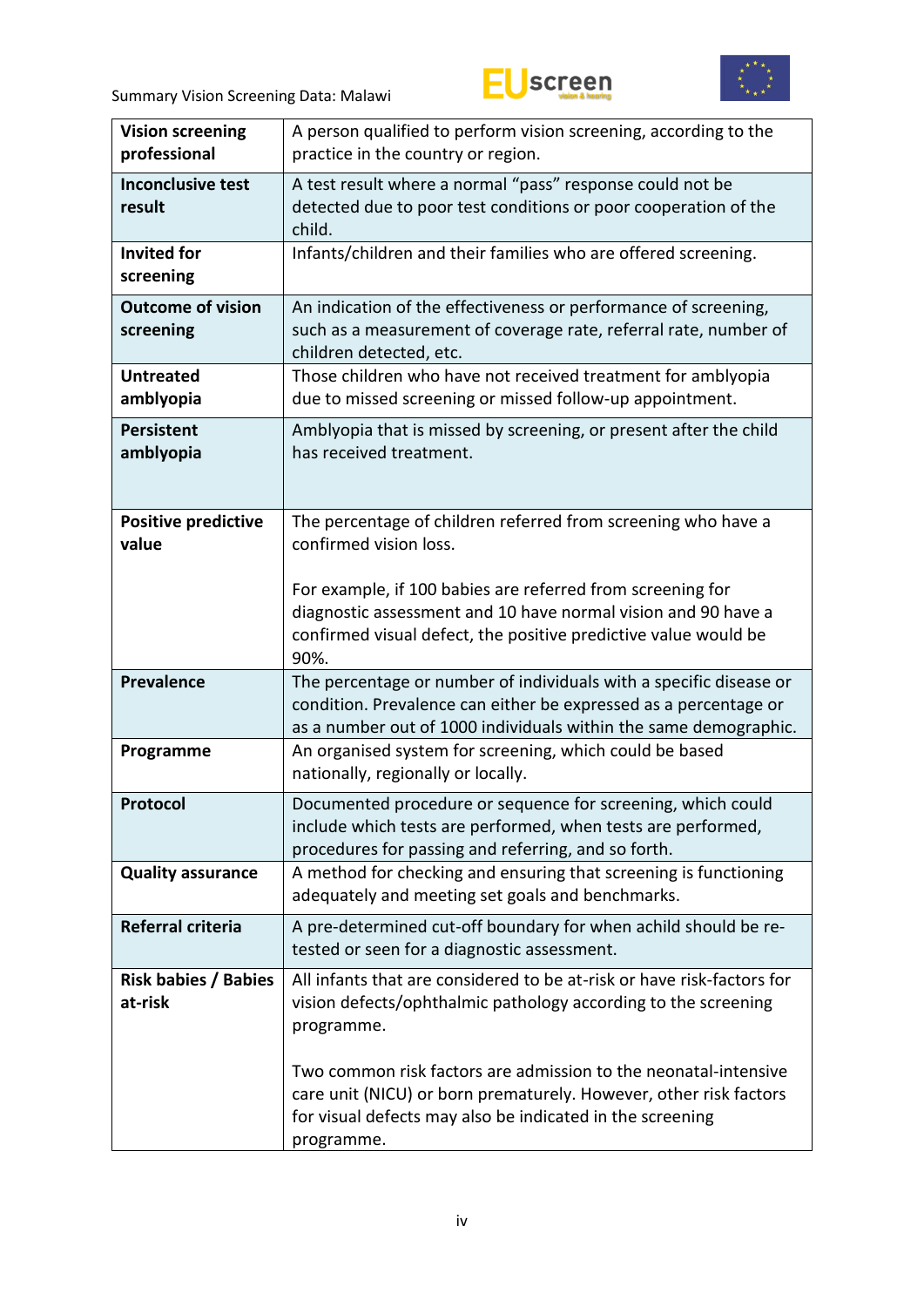| | |
|---|---|
| **Vision screening professional** | A person qualified to perform vision screening, according to the practice in the country or region. |
| **Inconclusive test result** | A test result where a normal “pass” response could not be detected due to poor test conditions or poor cooperation of the child. |
| **Invited for screening** | Infants/children and their families who are offered screening. |
| **Outcome of vision screening** | An indication of the effectiveness or performance of screening, such as a measurement of coverage rate, referral rate, number of children detected, etc. |
| **Untreated amblyopia** | Those children who have not received treatment for amblyopia due to missed screening or missed follow-up appointment. |
| **Persistent amblyopia** | Amblyopia that is missed by screening, or present after the child has received treatment. |
| **Positive predictive value** | The percentage of children referred from screening who have a confirmed vision loss.<br><br>For example, if 100 babies are referred from screening for diagnostic assessment and 10 have normal vision and 90 have a confirmed visual defect, the positive predictive value would be 90%. |
| **Prevalence** | The percentage or number of individuals with a specific disease or condition. Prevalence can either be expressed as a percentage or as a number out of 1000 individuals within the same demographic. |
| **Programme** | An organised system for screening, which could be based nationally, regionally or locally. |
| **Protocol** | Documented procedure or sequence for screening, which could include which tests are performed, when tests are performed, procedures for passing and referring, and so forth. |
| **Quality assurance** | A method for checking and ensuring that screening is functioning adequately and meeting set goals and benchmarks. |
| **Referral criteria** | A pre-determined cut-off boundary for when achild should be re-tested or seen for a diagnostic assessment. |
| **Risk babies / Babies at-risk** | All infants that are considered to be at-risk or have risk-factors for vision defects/ophthalmic pathology according to the screening programme.<br><br>Two common risk factors are admission to the neonatal-intensive care unit (NICU) or born prematurely. However, other risk factors for visual defects may also be indicated in the screening programme. |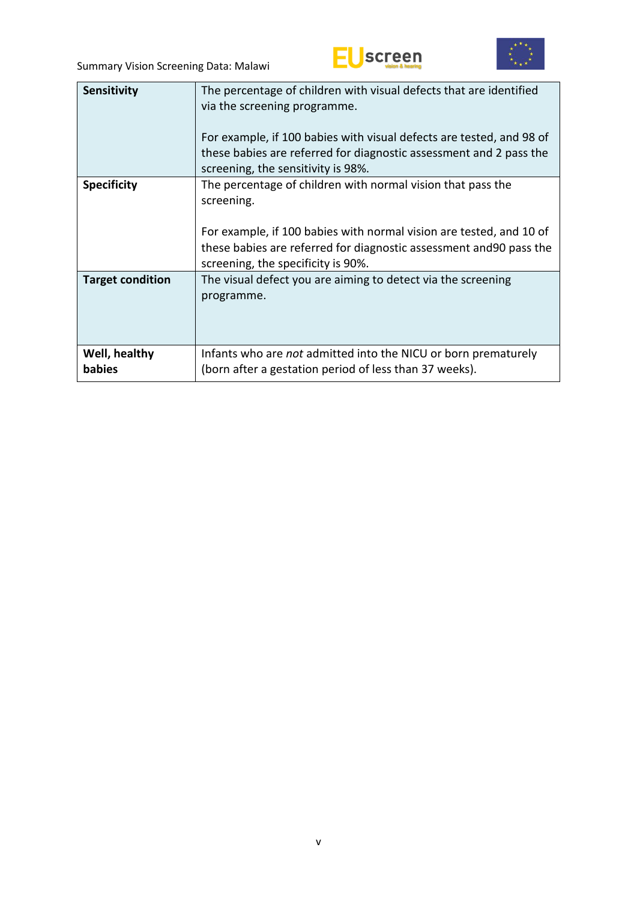| | |
|---|---|
| **Sensitivity** | The percentage of children with visual defects that are identified via the screening programme.<br><br>For example, if 100 babies with visual defects are tested, and 98 of these babies are referred for diagnostic assessment and 2 pass the screening, the sensitivity is 98%. |
| **Specificity** | The percentage of children with normal vision that pass the screening.<br><br>For example, if 100 babies with normal vision are tested, and 10 of these babies are referred for diagnostic assessment and90 pass the screening, the specificity is 90%. |
| **Target condition** | The visual defect you are aiming to detect via the screening programme. |
| **Well, healthy babies** | Infants who are *not* admitted into the NICU or born prematurely (born after a gestation period of less than 37 weeks). |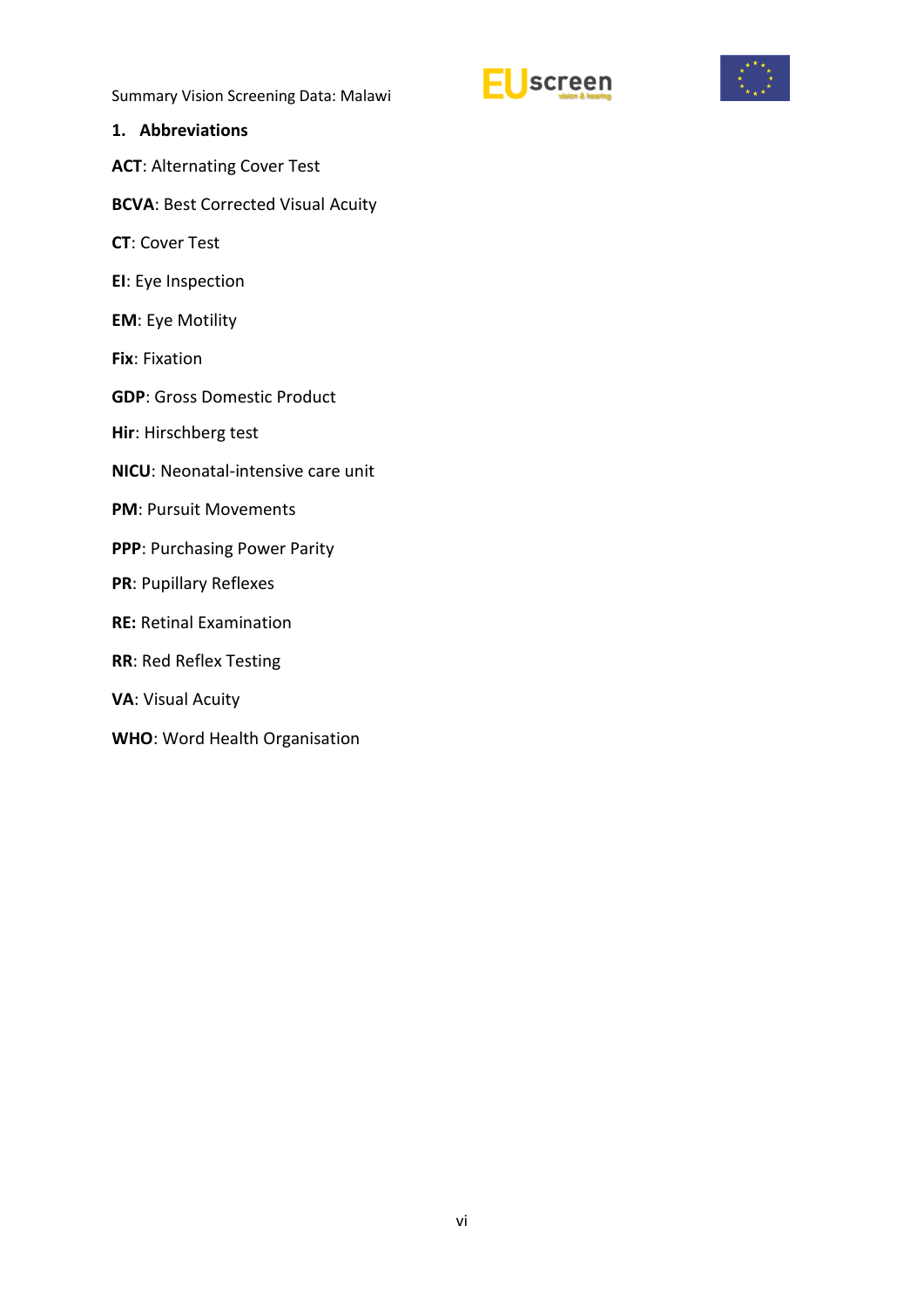## 1. Abbreviations

**ACT**: Alternating Cover Test

**BCVA**: Best Corrected Visual Acuity

**CT**: Cover Test

**EI**: Eye Inspection

**EM**: Eye Motility

**Fix**: Fixation

**GDP**: Gross Domestic Product

**Hir**: Hirschberg test

**NICU**: Neonatal-intensive care unit

**PM**: Pursuit Movements

**PPP**: Purchasing Power Parity

**PR**: Pupillary Reflexes

**RE:** Retinal Examination

**RR**: Red Reflex Testing

**VA**: Visual Acuity

**WHO**: Word Health Organisation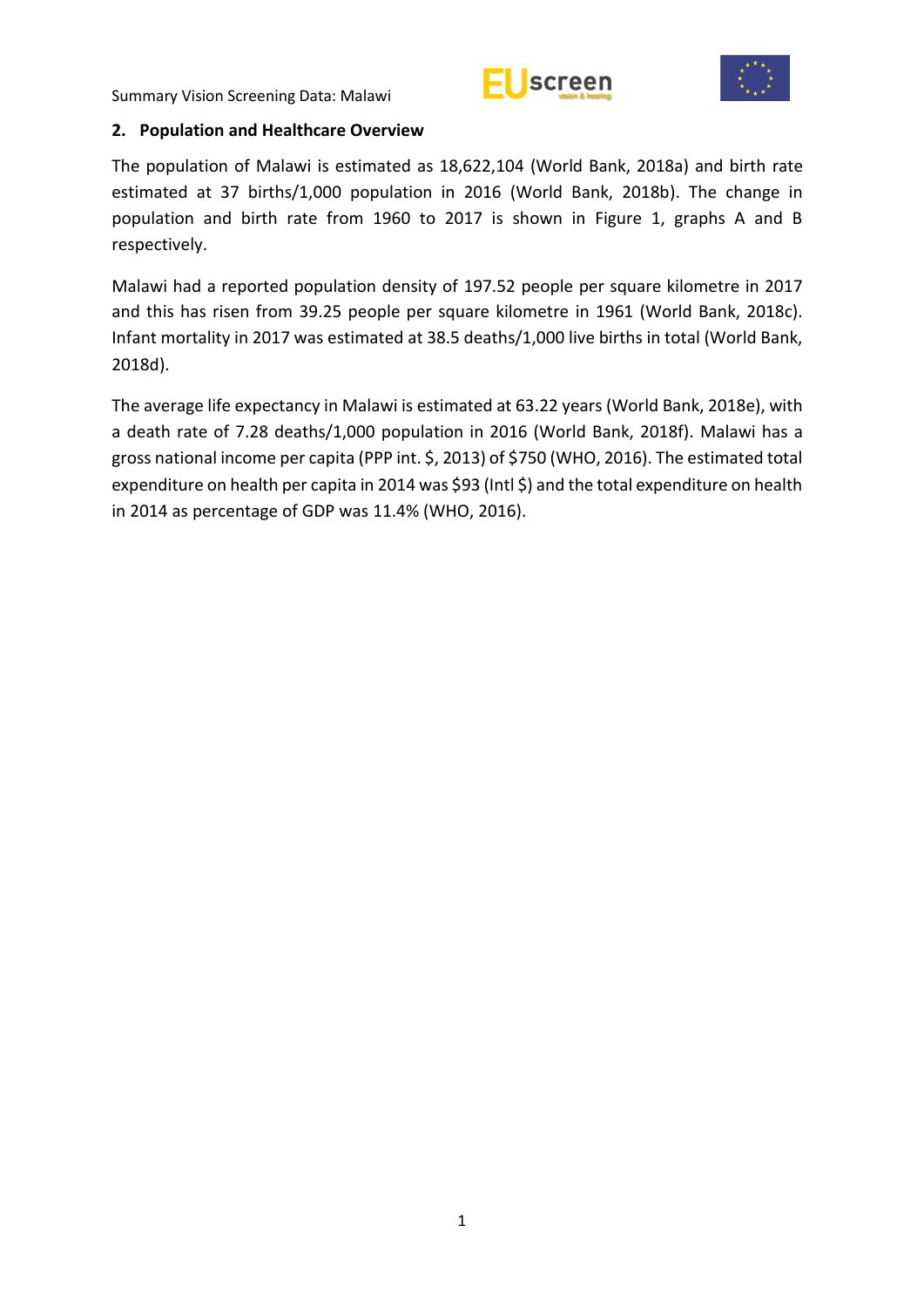## 2. Population and Healthcare Overview

The population of Malawi is estimated as 18,622,104 (World Bank, 2018a) and birth rate estimated at 37 births/1,000 population in 2016 (World Bank, 2018b). The change in population and birth rate from 1960 to 2017 is shown in Figure 1, graphs A and B respectively.

Malawi had a reported population density of 197.52 people per square kilometre in 2017 and this has risen from 39.25 people per square kilometre in 1961 (World Bank, 2018c). Infant mortality in 2017 was estimated at 38.5 deaths/1,000 live births in total (World Bank, 2018d).

The average life expectancy in Malawi is estimated at 63.22 years (World Bank, 2018e), with a death rate of 7.28 deaths/1,000 population in 2016 (World Bank, 2018f). Malawi has a gross national income per capita (PPP int. $, 2013) of $750 (WHO, 2016). The estimated total expenditure on health per capita in 2014 was $93 (Intl $) and the total expenditure on health in 2014 as percentage of GDP was 11.4% (WHO, 2016).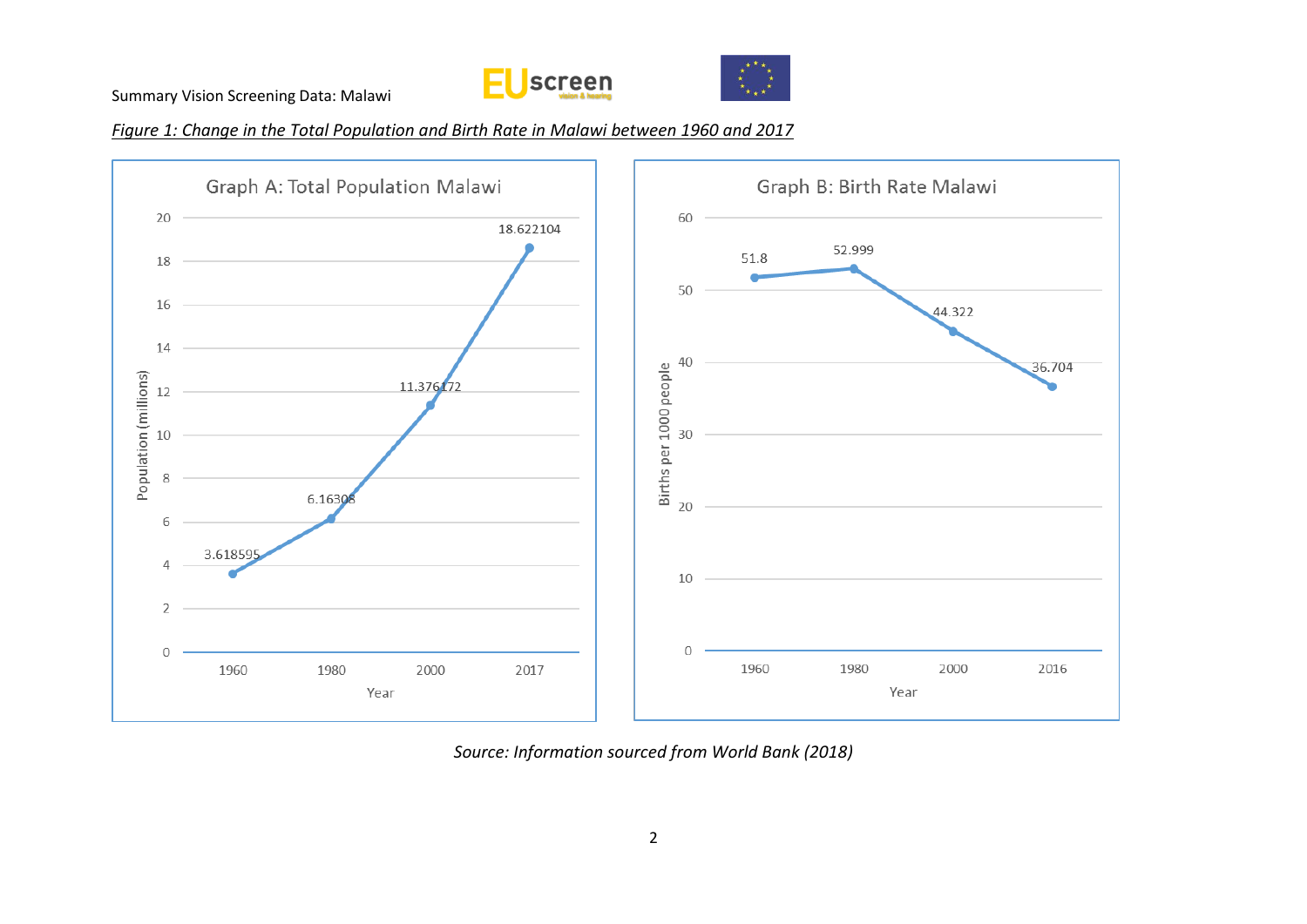*Figure 1: Change in the Total Population and Birth Rate in Malawi between 1960 and 2017*

**Graph A: Total Population Malawi**

| Year | Population (millions) |
| --- | --- |
| 1960 | 3.618595 |
| 1980 | 6.16308 |
| 2000 | 11.376172 |
| 2017 | 18.622104 |

**Graph B: Birth Rate Malawi**

| Year | Births per 1000 people |
| --- | --- |
| 1960 | 51.8 |
| 1980 | 52.999 |
| 2000 | 44.322 |
| 2016 | 36.704 |

*Source: Information sourced from World Bank (2018)*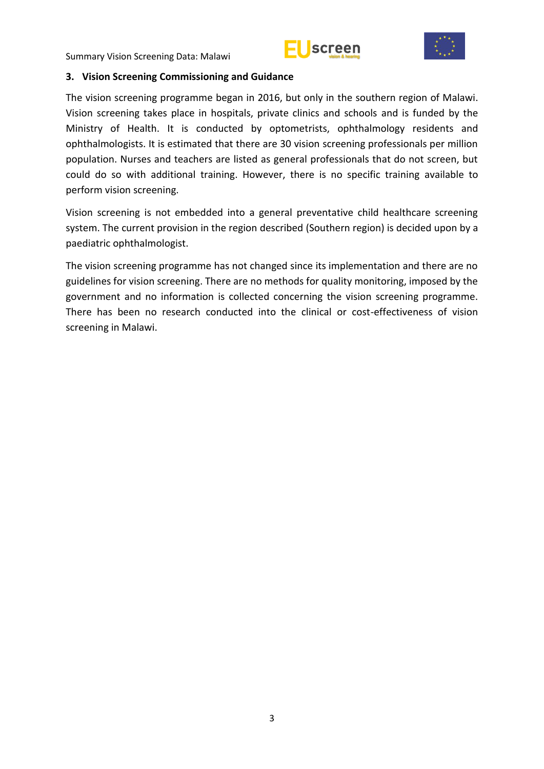## 3. Vision Screening Commissioning and Guidance

The vision screening programme began in 2016, but only in the southern region of Malawi. Vision screening takes place in hospitals, private clinics and schools and is funded by the Ministry of Health. It is conducted by optometrists, ophthalmology residents and ophthalmologists. It is estimated that there are 30 vision screening professionals per million population. Nurses and teachers are listed as general professionals that do not screen, but could do so with additional training. However, there is no specific training available to perform vision screening.

Vision screening is not embedded into a general preventative child healthcare screening system. The current provision in the region described (Southern region) is decided upon by a paediatric ophthalmologist.

The vision screening programme has not changed since its implementation and there are no guidelines for vision screening. There are no methods for quality monitoring, imposed by the government and no information is collected concerning the vision screening programme. There has been no research conducted into the clinical or cost-effectiveness of vision screening in Malawi.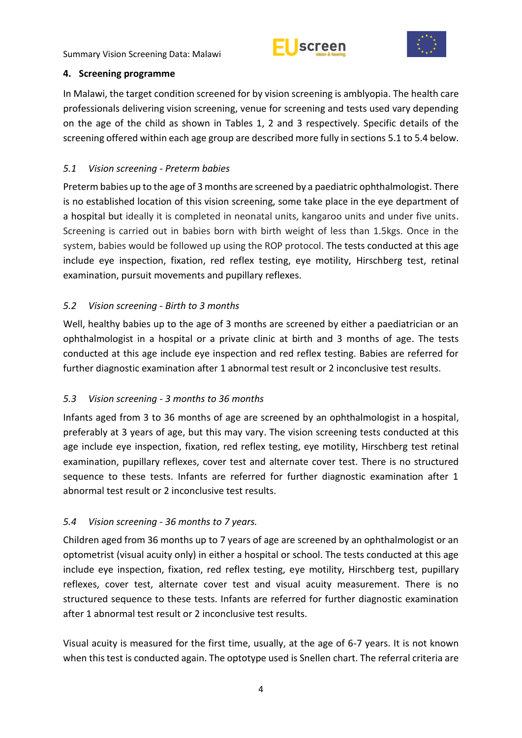## 4. Screening programme

In Malawi, the target condition screened for by vision screening is amblyopia. The health care professionals delivering vision screening, venue for screening and tests used vary depending on the age of the child as shown in Tables 1, 2 and 3 respectively. Specific details of the screening offered within each age group are described more fully in sections 5.1 to 5.4 below.

### *5.1 Vision screening - Preterm babies*

Preterm babies up to the age of 3 months are screened by a paediatric ophthalmologist. There is no established location of this vision screening, some take place in the eye department of a hospital but ideally it is completed in neonatal units, kangaroo units and under five units. Screening is carried out in babies born with birth weight of less than 1.5kgs. Once in the system, babies would be followed up using the ROP protocol. The tests conducted at this age include eye inspection, fixation, red reflex testing, eye motility, Hirschberg test, retinal examination, pursuit movements and pupillary reflexes.

### *5.2 Vision screening - Birth to 3 months*

Well, healthy babies up to the age of 3 months are screened by either a paediatrician or an ophthalmologist in a hospital or a private clinic at birth and 3 months of age. The tests conducted at this age include eye inspection and red reflex testing. Babies are referred for further diagnostic examination after 1 abnormal test result or 2 inconclusive test results.

### *5.3 Vision screening - 3 months to 36 months*

Infants aged from 3 to 36 months of age are screened by an ophthalmologist in a hospital, preferably at 3 years of age, but this may vary. The vision screening tests conducted at this age include eye inspection, fixation, red reflex testing, eye motility, Hirschberg test retinal examination, pupillary reflexes, cover test and alternate cover test. There is no structured sequence to these tests. Infants are referred for further diagnostic examination after 1 abnormal test result or 2 inconclusive test results.

### *5.4 Vision screening - 36 months to 7 years.*

Children aged from 36 months up to 7 years of age are screened by an ophthalmologist or an optometrist (visual acuity only) in either a hospital or school. The tests conducted at this age include eye inspection, fixation, red reflex testing, eye motility, Hirschberg test, pupillary reflexes, cover test, alternate cover test and visual acuity measurement. There is no structured sequence to these tests. Infants are referred for further diagnostic examination after 1 abnormal test result or 2 inconclusive test results.

Visual acuity is measured for the first time, usually, at the age of 6-7 years. It is not known when this test is conducted again. The optotype used is Snellen chart. The referral criteria are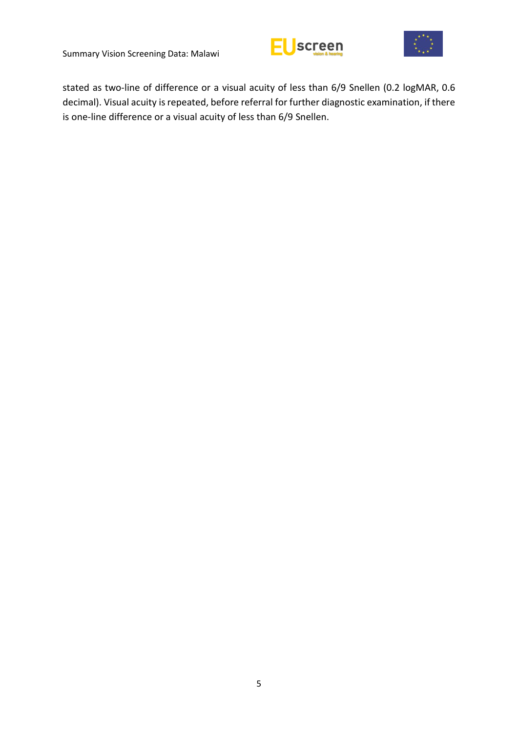stated as two-line of difference or a visual acuity of less than 6/9 Snellen (0.2 logMAR, 0.6 decimal). Visual acuity is repeated, before referral for further diagnostic examination, if there is one-line difference or a visual acuity of less than 6/9 Snellen.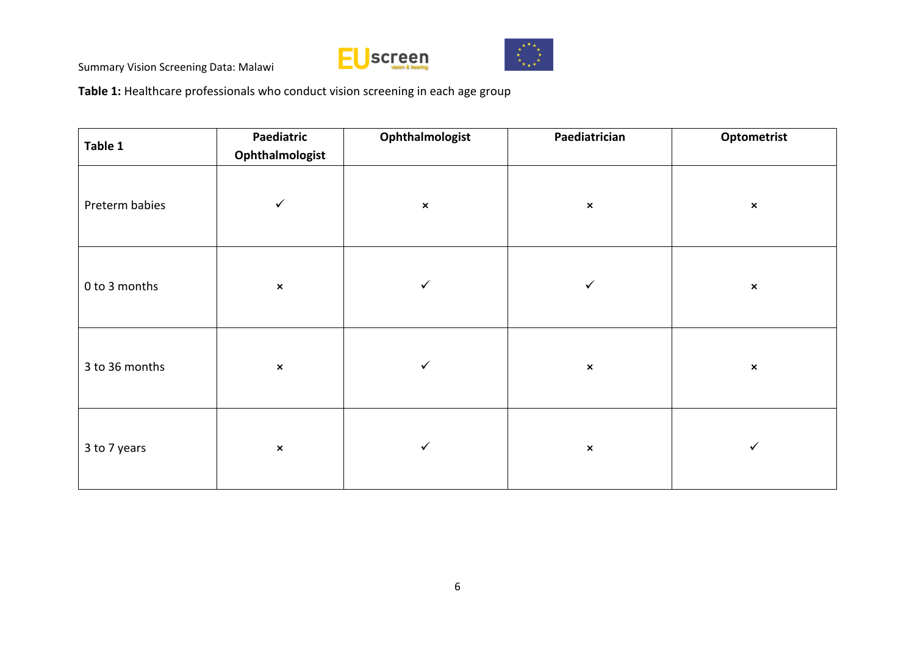**Table 1:** Healthcare professionals who conduct vision screening in each age group

| Table 1 | Paediatric Ophthalmologist | Ophthalmologist | Paediatrician | Optometrist |
|---|---|---|---|---|
| Preterm babies | ✓ | × | × | × |
| 0 to 3 months | × | ✓ | ✓ | × |
| 3 to 36 months | × | ✓ | × | × |
| 3 to 7 years | × | ✓ | × | ✓ |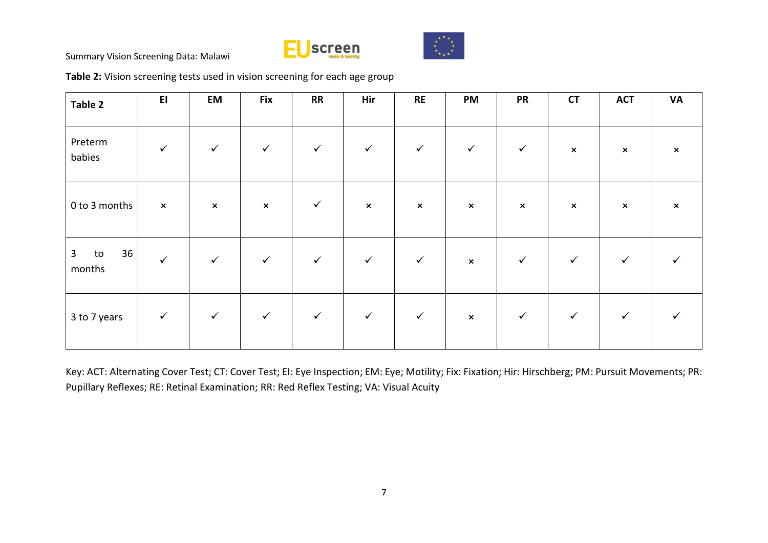**Table 2:** Vision screening tests used in vision screening for each age group

| Table 2 | EI | EM | Fix | RR | Hir | RE | PM | PR | CT | ACT | VA |
|---|---|---|---|---|---|---|---|---|---|---|---|
| Preterm babies | ✓ | ✓ | ✓ | ✓ | ✓ | ✓ | ✓ | ✓ | × | × | × |
| 0 to 3 months | × | × | × | ✓ | × | × | × | × | × | × | × |
| 3 to 36 months | ✓ | ✓ | ✓ | ✓ | ✓ | ✓ | × | ✓ | ✓ | ✓ | ✓ |
| 3 to 7 years | ✓ | ✓ | ✓ | ✓ | ✓ | ✓ | × | ✓ | ✓ | ✓ | ✓ |

Key: ACT: Alternating Cover Test; CT: Cover Test; EI: Eye Inspection; EM: Eye; Motility; Fix: Fixation; Hir: Hirschberg; PM: Pursuit Movements; PR: Pupillary Reflexes; RE: Retinal Examination; RR: Red Reflex Testing; VA: Visual Acuity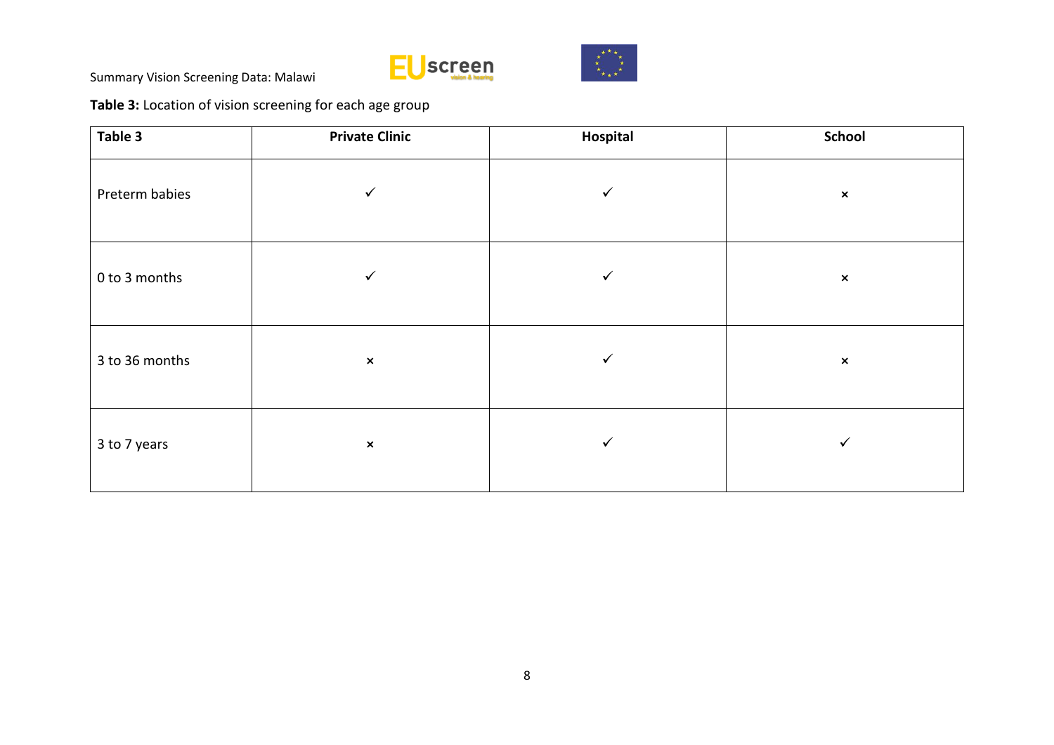**Table 3:** Location of vision screening for each age group

| Table 3 | Private Clinic | Hospital | School |
|---|---|---|---|
| Preterm babies | ✓ | ✓ | × |
| 0 to 3 months | ✓ | ✓ | × |
| 3 to 36 months | × | ✓ | × |
| 3 to 7 years | × | ✓ | ✓ |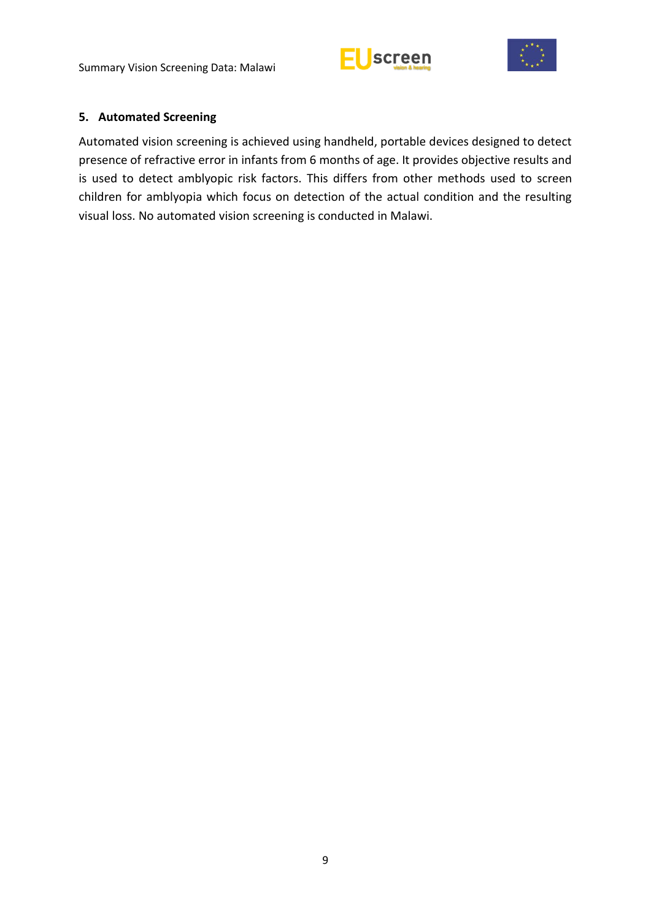## 5. Automated Screening

Automated vision screening is achieved using handheld, portable devices designed to detect presence of refractive error in infants from 6 months of age. It provides objective results and is used to detect amblyopic risk factors. This differs from other methods used to screen children for amblyopia which focus on detection of the actual condition and the resulting visual loss. No automated vision screening is conducted in Malawi.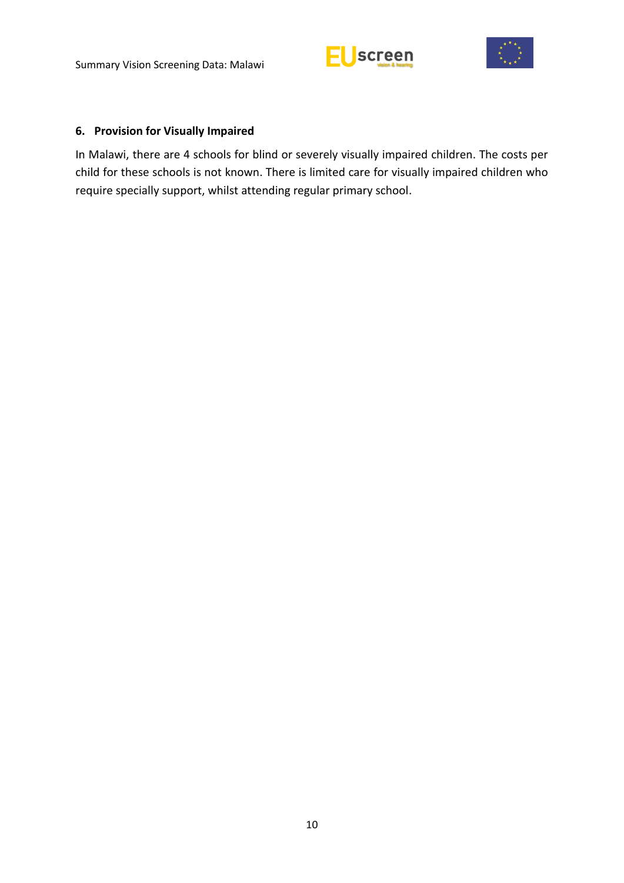## 6. Provision for Visually Impaired

In Malawi, there are 4 schools for blind or severely visually impaired children. The costs per child for these schools is not known. There is limited care for visually impaired children who require specially support, whilst attending regular primary school.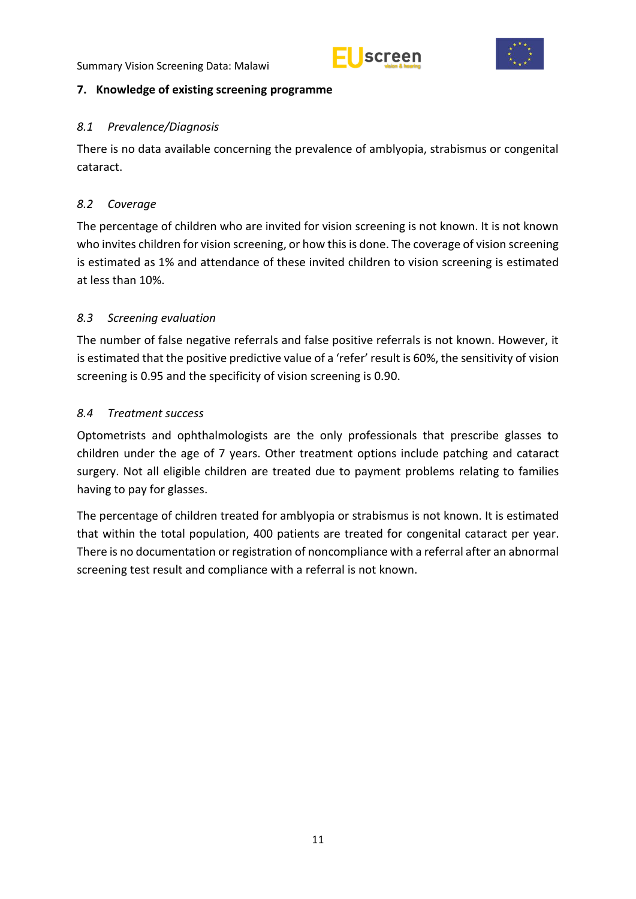## 7. Knowledge of existing screening programme

### *8.1 Prevalence/Diagnosis*

There is no data available concerning the prevalence of amblyopia, strabismus or congenital cataract.

### *8.2 Coverage*

The percentage of children who are invited for vision screening is not known. It is not known who invites children for vision screening, or how this is done. The coverage of vision screening is estimated as 1% and attendance of these invited children to vision screening is estimated at less than 10%.

### *8.3 Screening evaluation*

The number of false negative referrals and false positive referrals is not known. However, it is estimated that the positive predictive value of a 'refer' result is 60%, the sensitivity of vision screening is 0.95 and the specificity of vision screening is 0.90.

### *8.4 Treatment success*

Optometrists and ophthalmologists are the only professionals that prescribe glasses to children under the age of 7 years. Other treatment options include patching and cataract surgery. Not all eligible children are treated due to payment problems relating to families having to pay for glasses.

The percentage of children treated for amblyopia or strabismus is not known. It is estimated that within the total population, 400 patients are treated for congenital cataract per year. There is no documentation or registration of noncompliance with a referral after an abnormal screening test result and compliance with a referral is not known.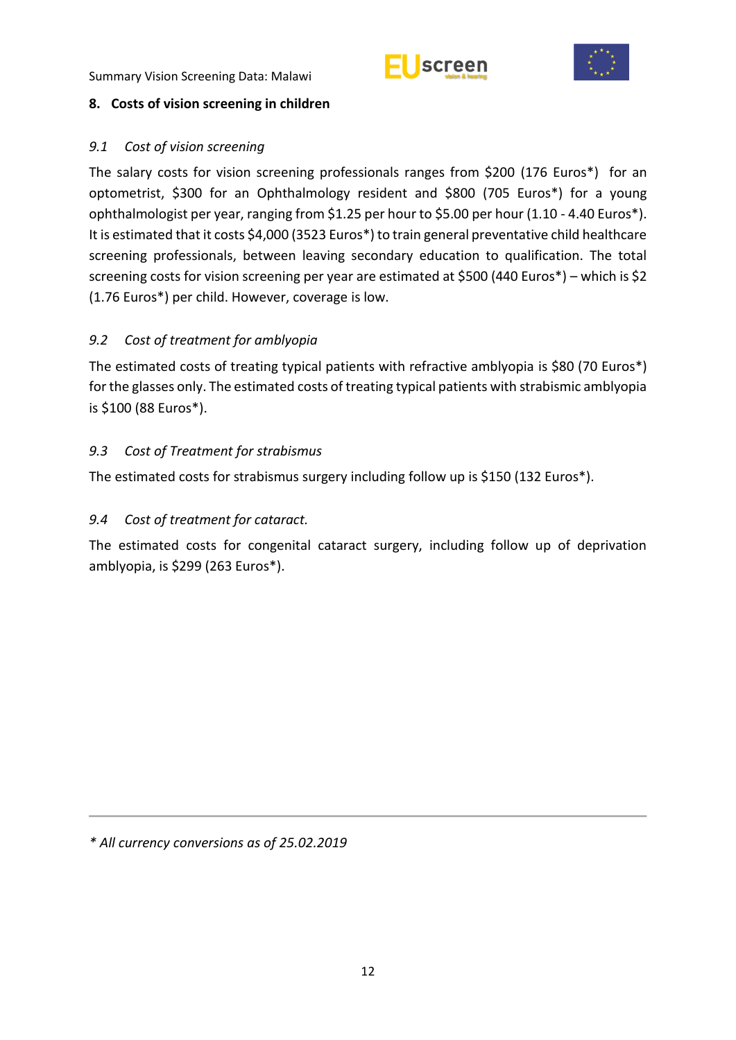## 8. Costs of vision screening in children

### *9.1 Cost of vision screening*

The salary costs for vision screening professionals ranges from $200 (176 Euros*) for an optometrist, $300 for an Ophthalmology resident and $800 (705 Euros*) for a young ophthalmologist per year, ranging from $1.25 per hour to $5.00 per hour (1.10 - 4.40 Euros*). It is estimated that it costs $4,000 (3523 Euros*) to train general preventative child healthcare screening professionals, between leaving secondary education to qualification. The total screening costs for vision screening per year are estimated at $500 (440 Euros*) – which is $2 (1.76 Euros*) per child. However, coverage is low.

### *9.2 Cost of treatment for amblyopia*

The estimated costs of treating typical patients with refractive amblyopia is $80 (70 Euros*) for the glasses only. The estimated costs of treating typical patients with strabismic amblyopia is $100 (88 Euros*).

### *9.3 Cost of Treatment for strabismus*

The estimated costs for strabismus surgery including follow up is $150 (132 Euros*).

### *9.4 Cost of treatment for cataract.*

The estimated costs for congenital cataract surgery, including follow up of deprivation amblyopia, is $299 (263 Euros*).

---

*\* All currency conversions as of 25.02.2019*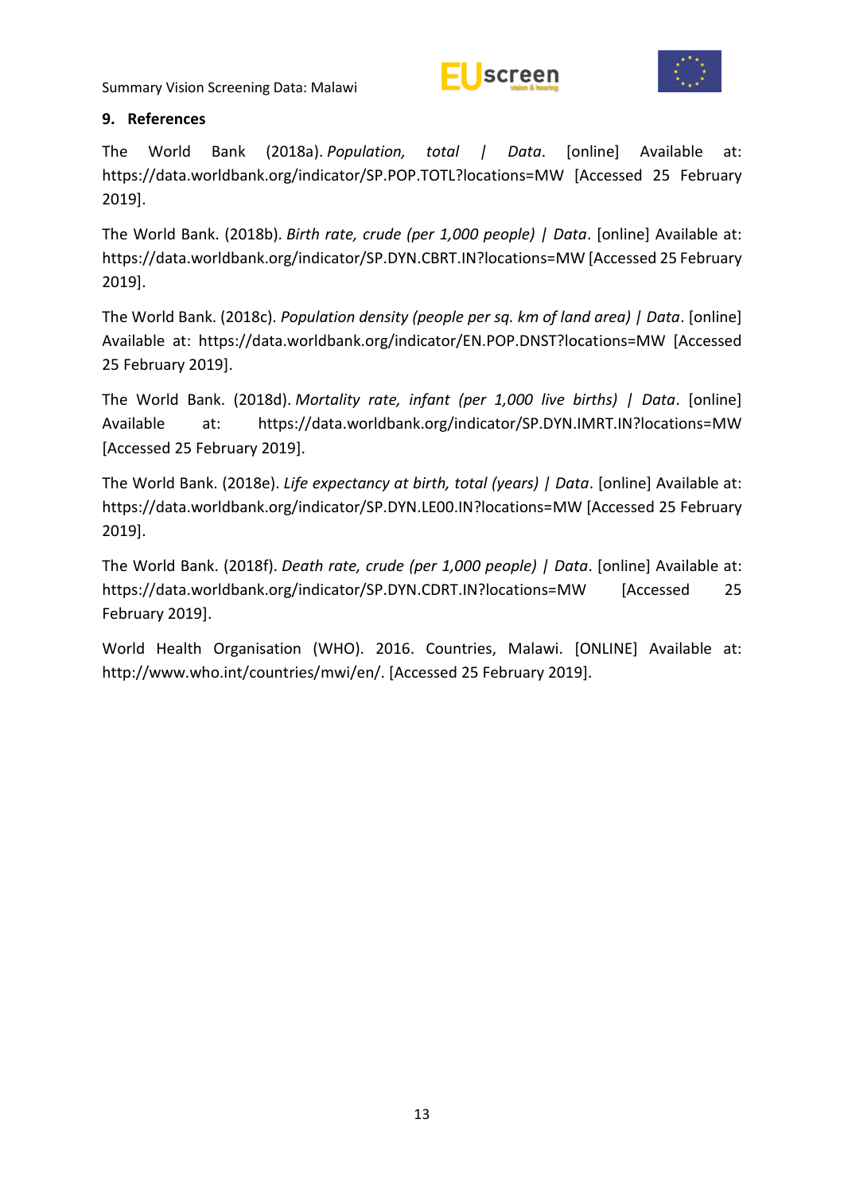## 9. References

The World Bank (2018a). *Population, total | Data*. [online] Available at: https://data.worldbank.org/indicator/SP.POP.TOTL?locations=MW [Accessed 25 February 2019].

The World Bank. (2018b). *Birth rate, crude (per 1,000 people) | Data*. [online] Available at: https://data.worldbank.org/indicator/SP.DYN.CBRT.IN?locations=MW [Accessed 25 February 2019].

The World Bank. (2018c). *Population density (people per sq. km of land area) | Data*. [online] Available at: https://data.worldbank.org/indicator/EN.POP.DNST?locations=MW [Accessed 25 February 2019].

The World Bank. (2018d). *Mortality rate, infant (per 1,000 live births) | Data*. [online] Available at: https://data.worldbank.org/indicator/SP.DYN.IMRT.IN?locations=MW [Accessed 25 February 2019].

The World Bank. (2018e). *Life expectancy at birth, total (years) | Data*. [online] Available at: https://data.worldbank.org/indicator/SP.DYN.LE00.IN?locations=MW [Accessed 25 February 2019].

The World Bank. (2018f). *Death rate, crude (per 1,000 people) | Data*. [online] Available at: https://data.worldbank.org/indicator/SP.DYN.CDRT.IN?locations=MW [Accessed 25 February 2019].

World Health Organisation (WHO). 2016. Countries, Malawi. [ONLINE] Available at: http://www.who.int/countries/mwi/en/. [Accessed 25 February 2019].